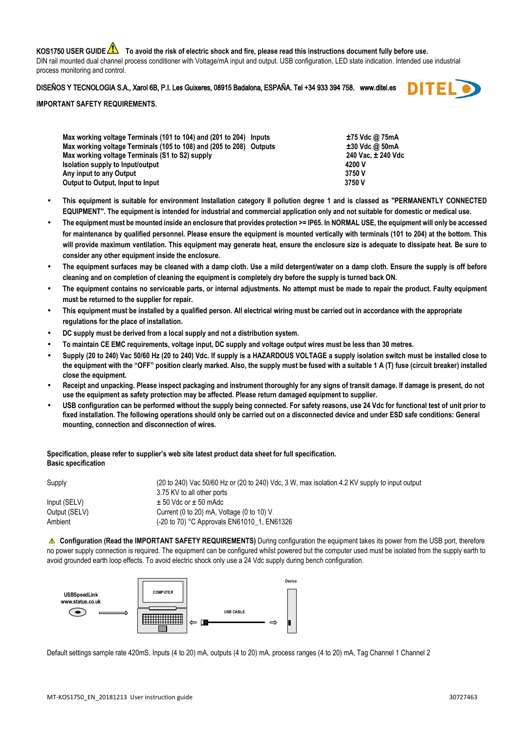**KOS1750 USER GUIDE** ⚠ **To avoid the risk of electric shock and fire, please read this instructions document fully before use.**

DIN rail mounted dual channel process conditioner with Voltage/mA input and output. USB configuration, LED state indication. Intended use industrial process monitoring and control.

DISEÑOS Y TECNOLOGIA S.A., Xarol 6B, P.I. Les Guixeres, 08915 Badalona, ESPAÑA. Tel +34 933 394 758. www.ditel.es

**IMPORTANT SAFETY REQUIREMENTS.**

| | |
|---|---|
| **Max working voltage Terminals (101 to 104) and (201 to 204) Inputs** | **±75 Vdc @ 75mA** |
| **Max working voltage Terminals (105 to 108) and (205 to 208) Outputs** | **±30 Vdc @ 50mA** |
| **Max working voltage Terminals (S1 to S2) supply** | **240 Vac, ± 240 Vdc** |
| **Isolation supply to Input/output** | **4200 V** |
| **Any input to any Output** | **3750 V** |
| **Output to Output, Input to Input** | **3750 V** |

- **This equipment is suitable for environment Installation category II pollution degree 1 and is classed as "PERMANENTLY CONNECTED EQUIPMENT". The equipment is intended for industrial and commercial application only and not suitable for domestic or medical use.**
- **The equipment must be mounted inside an enclosure that provides protection >= IP65. In NORMAL USE, the equipment will only be accessed for maintenance by qualified personnel. Please ensure the equipment is mounted vertically with terminals (101 to 204) at the bottom. This will provide maximum ventilation. This equipment may generate heat, ensure the enclosure size is adequate to dissipate heat. Be sure to consider any other equipment inside the enclosure.**
- **The equipment surfaces may be cleaned with a damp cloth. Use a mild detergent/water on a damp cloth. Ensure the supply is off before cleaning and on completion of cleaning the equipment is completely dry before the supply is turned back ON.**
- **The equipment contains no serviceable parts, or internal adjustments. No attempt must be made to repair the product. Faulty equipment must be returned to the supplier for repair.**
- **This equipment must be installed by a qualified person. All electrical wiring must be carried out in accordance with the appropriate regulations for the place of installation.**
- **DC supply must be derived from a local supply and not a distribution system.**
- **To maintain CE EMC requirements, voltage input, DC supply and voltage output wires must be less than 30 metres.**
- **Supply (20 to 240) Vac 50/60 Hz (20 to 240) Vdc. If supply is a HAZARDOUS VOLTAGE a supply isolation switch must be installed close to the equipment with the "OFF" position clearly marked. Also, the supply must be fused with a suitable 1 A (T) fuse (circuit breaker) installed close the equipment.**
- **Receipt and unpacking. Please inspect packaging and instrument thoroughly for any signs of transit damage. If damage is present, do not use the equipment as safety protection may be affected. Please return damaged equipment to supplier.**
- **USB configuration can be performed without the supply being connected. For safety reasons, use 24 Vdc for functional test of unit prior to fixed installation. The following operations should only be carried out on a disconnected device and under ESD safe conditions: General mounting, connection and disconnection of wires.**

**Specification, please refer to supplier's web site latest product data sheet for full specification.**
**Basic specification**

| | |
|---|---|
| Supply | (20 to 240) Vac 50/60 Hz or (20 to 240) Vdc, 3 W, max isolation 4.2 KV supply to input output 3.75 KV to all other ports |
| Input (SELV) | ± 50 Vdc or ± 50 mAdc |
| Output (SELV) | Current (0 to 20) mA, Voltage (0 to 10) V |
| Ambient | (-20 to 70) °C Approvals EN61010_1, EN61326 |

⚠ **Configuration (Read the IMPORTANT SAFETY REQUIREMENTS)** During configuration the equipment takes its power from the USB port, therefore no power supply connection is required. The equipment can be configured whilst powered but the computer used must be isolated from the supply earth to avoid grounded earth loop effects. To avoid electric shock only use a 24 Vdc supply during bench configuration.

USBSpeedLink
www.status.co.uk

COMPUTER

USB CABLE

Device

Default settings sample rate 420mS, Inputs (4 to 20) mA, outputs (4 to 20) mA, process ranges (4 to 20) mA, Tag Channel 1 Channel 2

MT-KOS1750_EN_20181213 User instruction guide 30727463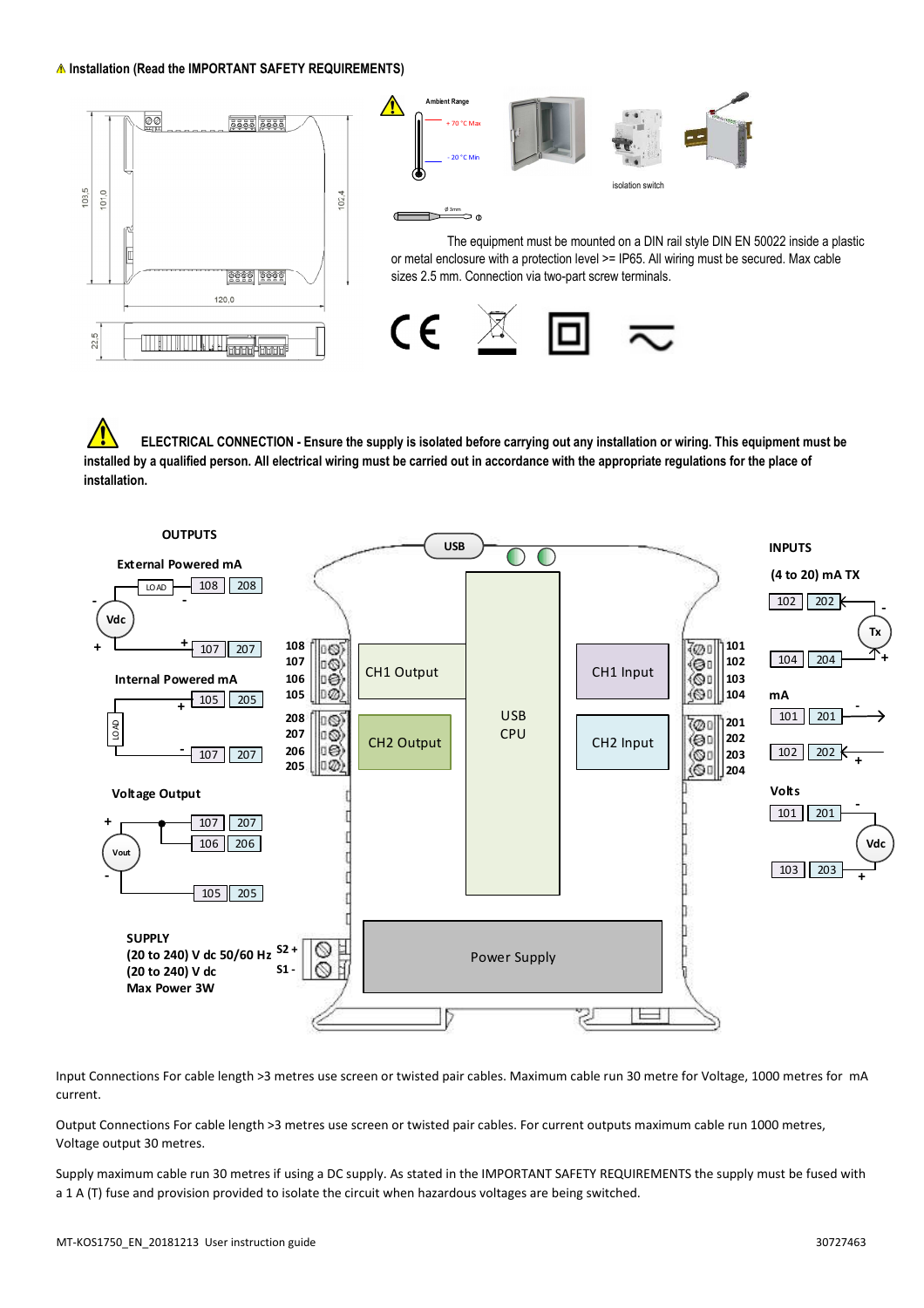⚠ **Installation (Read the IMPORTANT SAFETY REQUIREMENTS)**

103,5
101,0
102,4
120,0
22,5

Ambient Range
+ 70 °C Max
- 20 °C Min

isolation switch

ø 3mm

The equipment must be mounted on a DIN rail style DIN EN 50022 inside a plastic or metal enclosure with a protection level >= IP65. All wiring must be secured. Max cable sizes 2.5 mm. Connection via two-part screw terminals.

**ELECTRICAL CONNECTION - Ensure the supply is isolated before carrying out any installation or wiring. This equipment must be installed by a qualified person. All electrical wiring must be carried out in accordance with the appropriate regulations for the place of installation.**

**OUTPUTS**

**External Powered mA**

LOAD 108 208
Vdc
\- -
\+ + 107 207

**Internal Powered mA**

\+ 105 205
LOAD
\- 107 207

**Voltage Output**

\+ 107 207
106 206
Vout
\- 105 205

**SUPPLY**
**(20 to 240) V dc 50/60 Hz**
**(20 to 240) V dc**
**Max Power 3W**

S2 +
S1 -

108
107
106
105
208
207
206
205

USB

CH1 Output
CH2 Output
USB CPU
CH1 Input
CH2 Input
Power Supply

101
102
103
104
201
202
203
204

**INPUTS**

**(4 to 20) mA TX**

102 202 -
Tx
104 204 +

**mA**

101 201 -
102 202 +

**Volts**

101 201 -
Vdc
103 203 +

Input Connections For cable length >3 metres use screen or twisted pair cables. Maximum cable run 30 metre for Voltage, 1000 metres for mA current.

Output Connections For cable length >3 metres use screen or twisted pair cables. For current outputs maximum cable run 1000 metres, Voltage output 30 metres.

Supply maximum cable run 30 metres if using a DC supply. As stated in the IMPORTANT SAFETY REQUIREMENTS the supply must be fused with a 1 A (T) fuse and provision provided to isolate the circuit when hazardous voltages are being switched.

MT-KOS1750_EN_20181213 User instruction guide 30727463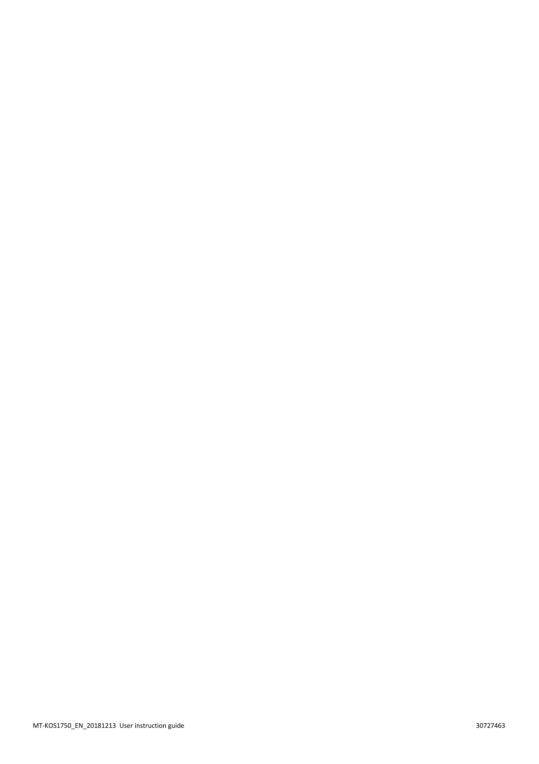MT-KOS1750_EN_20181213 User instruction guide 30727463